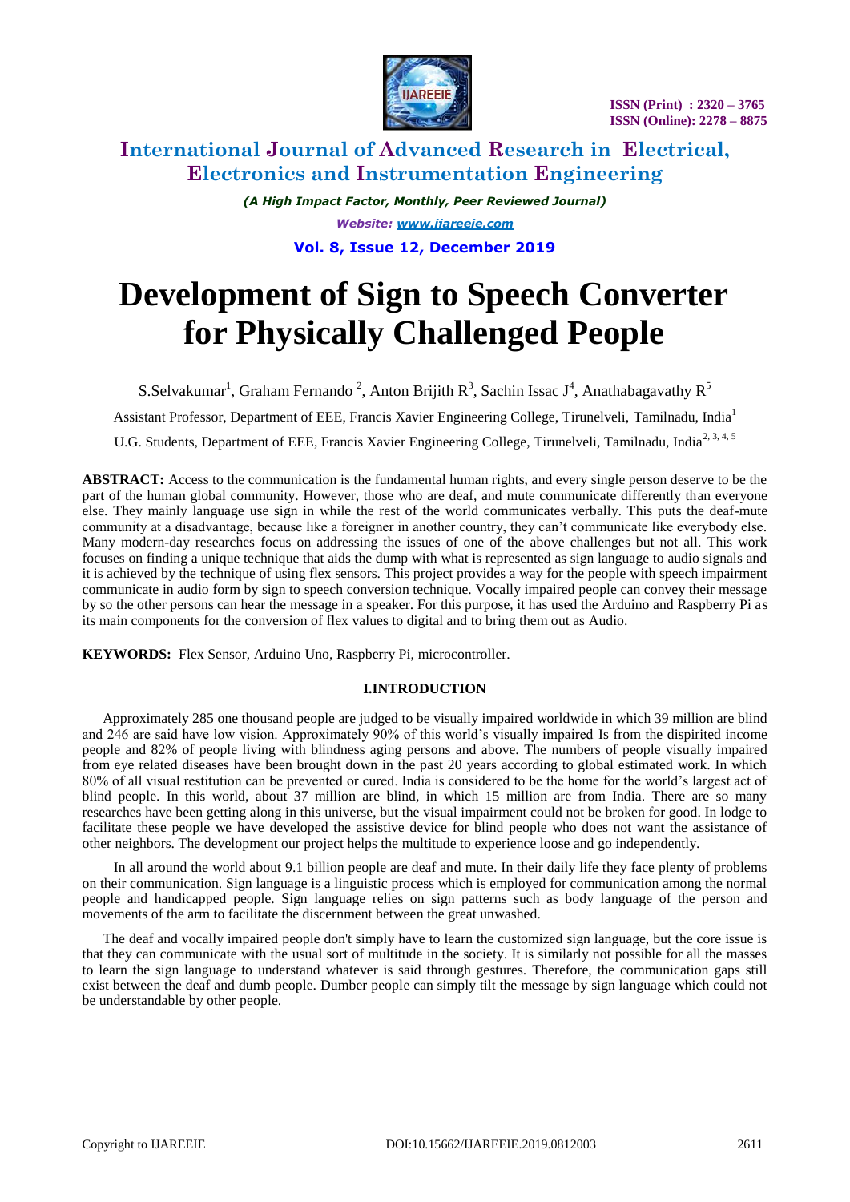# Development of Sign to Speech Converter for Physically Challenged People

S.Selvakumar[1], Graham Fernando [2], Anton Brijith R[3], Sachin Issac J[4], Anathabagavathy R[5]

Assistant Professor, Department of EEE, Francis Xavier Engineering College, Tirunelveli, Tamilnadu, India[1]

U.G. Students, Department of EEE, Francis Xavier Engineering College, Tirunelveli, Tamilnadu, India[2, 3, 4, 5]

**ABSTRACT:** Access to the communication is the fundamental human rights, and every single person deserve to be the part of the human global community. However, those who are deaf, and mute communicate differently than everyone else. They mainly language use sign in while the rest of the world communicates verbally. This puts the deaf-mute community at a disadvantage, because like a foreigner in another country, they can't communicate like everybody else. Many modern-day researches focus on addressing the issues of one of the above challenges but not all. This work focuses on finding a unique technique that aids the dump with what is represented as sign language to audio signals and it is achieved by the technique of using flex sensors. This project provides a way for the people with speech impairment communicate in audio form by sign to speech conversion technique. Vocally impaired people can convey their message by so the other persons can hear the message in a speaker. For this purpose, it has used the Arduino and Raspberry Pi as its main components for the conversion of flex values to digital and to bring them out as Audio.

**KEYWORDS:** Flex Sensor, Arduino Uno, Raspberry Pi, microcontroller.

## I.INTRODUCTION

Approximately 285 one thousand people are judged to be visually impaired worldwide in which 39 million are blind and 246 are said have low vision. Approximately 90% of this world's visually impaired Is from the dispirited income people and 82% of people living with blindness aging persons and above. The numbers of people visually impaired from eye related diseases have been brought down in the past 20 years according to global estimated work. In which 80% of all visual restitution can be prevented or cured. India is considered to be the home for the world's largest act of blind people. In this world, about 37 million are blind, in which 15 million are from India. There are so many researches have been getting along in this universe, but the visual impairment could not be broken for good. In lodge to facilitate these people we have developed the assistive device for blind people who does not want the assistance of other neighbors. The development our project helps the multitude to experience loose and go independently.

In all around the world about 9.1 billion people are deaf and mute. In their daily life they face plenty of problems on their communication. Sign language is a linguistic process which is employed for communication among the normal people and handicapped people. Sign language relies on sign patterns such as body language of the person and movements of the arm to facilitate the discernment between the great unwashed.

The deaf and vocally impaired people don't simply have to learn the customized sign language, but the core issue is that they can communicate with the usual sort of multitude in the society. It is similarly not possible for all the masses to learn the sign language to understand whatever is said through gestures. Therefore, the communication gaps still exist between the deaf and dumb people. Dumber people can simply tilt the message by sign language which could not be understandable by other people.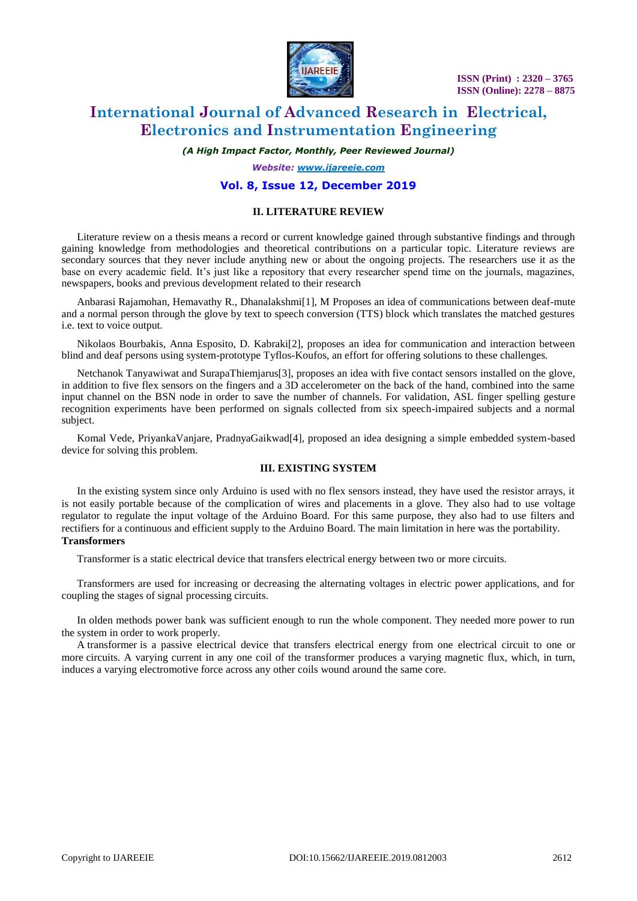## II. LITERATURE REVIEW

Literature review on a thesis means a record or current knowledge gained through substantive findings and through gaining knowledge from methodologies and theoretical contributions on a particular topic. Literature reviews are secondary sources that they never include anything new or about the ongoing projects. The researchers use it as the base on every academic field. It's just like a repository that every researcher spend time on the journals, magazines, newspapers, books and previous development related to their research

Anbarasi Rajamohan, Hemavathy R., Dhanalakshmi[1], M Proposes an idea of communications between deaf-mute and a normal person through the glove by text to speech conversion (TTS) block which translates the matched gestures i.e. text to voice output.

Nikolaos Bourbakis, Anna Esposito, D. Kabraki[2], proposes an idea for communication and interaction between blind and deaf persons using system-prototype Tyflos-Koufos, an effort for offering solutions to these challenges.

Netchanok Tanyawiwat and SurapaThiemjarus[3], proposes an idea with five contact sensors installed on the glove, in addition to five flex sensors on the fingers and a 3D accelerometer on the back of the hand, combined into the same input channel on the BSN node in order to save the number of channels. For validation, ASL finger spelling gesture recognition experiments have been performed on signals collected from six speech-impaired subjects and a normal subject.

Komal Vede, PriyankaVanjare, PradnyaGaikwad[4], proposed an idea designing a simple embedded system-based device for solving this problem.

## III. EXISTING SYSTEM

In the existing system since only Arduino is used with no flex sensors instead, they have used the resistor arrays, it is not easily portable because of the complication of wires and placements in a glove. They also had to use voltage regulator to regulate the input voltage of the Arduino Board. For this same purpose, they also had to use filters and rectifiers for a continuous and efficient supply to the Arduino Board. The main limitation in here was the portability.

**Transformers**

Transformer is a static electrical device that transfers electrical energy between two or more circuits.

Transformers are used for increasing or decreasing the alternating voltages in electric power applications, and for coupling the stages of signal processing circuits.

In olden methods power bank was sufficient enough to run the whole component. They needed more power to run the system in order to work properly.

A transformer is a passive electrical device that transfers electrical energy from one electrical circuit to one or more circuits. A varying current in any one coil of the transformer produces a varying magnetic flux, which, in turn, induces a varying electromotive force across any other coils wound around the same core.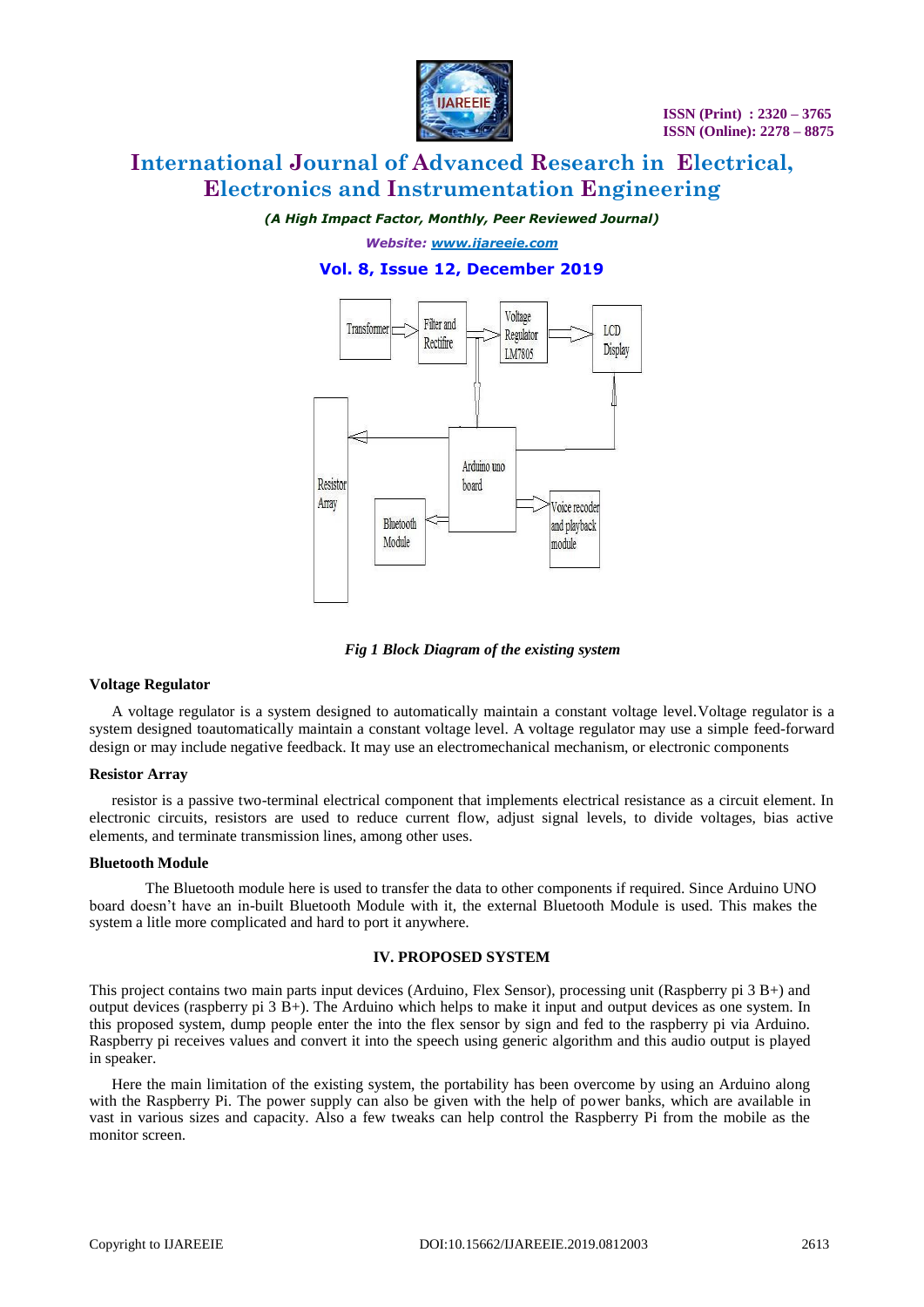*Fig 1 Block Diagram of the existing system*

### Voltage Regulator

A voltage regulator is a system designed to automatically maintain a constant voltage level.Voltage regulator is a system designed toautomatically maintain a constant voltage level. A voltage regulator may use a simple feed-forward design or may include negative feedback. It may use an electromechanical mechanism, or electronic components

### Resistor Array

resistor is a passive two-terminal electrical component that implements electrical resistance as a circuit element. In electronic circuits, resistors are used to reduce current flow, adjust signal levels, to divide voltages, bias active elements, and terminate transmission lines, among other uses.

### Bluetooth Module

The Bluetooth module here is used to transfer the data to other components if required. Since Arduino UNO board doesn't have an in-built Bluetooth Module with it, the external Bluetooth Module is used. This makes the system a litle more complicated and hard to port it anywhere.

## IV. PROPOSED SYSTEM

This project contains two main parts input devices (Arduino, Flex Sensor), processing unit (Raspberry pi 3 B+) and output devices (raspberry pi 3 B+). The Arduino which helps to make it input and output devices as one system. In this proposed system, dump people enter the into the flex sensor by sign and fed to the raspberry pi via Arduino. Raspberry pi receives values and convert it into the speech using generic algorithm and this audio output is played in speaker.

Here the main limitation of the existing system, the portability has been overcome by using an Arduino along with the Raspberry Pi. The power supply can also be given with the help of power banks, which are available in vast in various sizes and capacity. Also a few tweaks can help control the Raspberry Pi from the mobile as the monitor screen.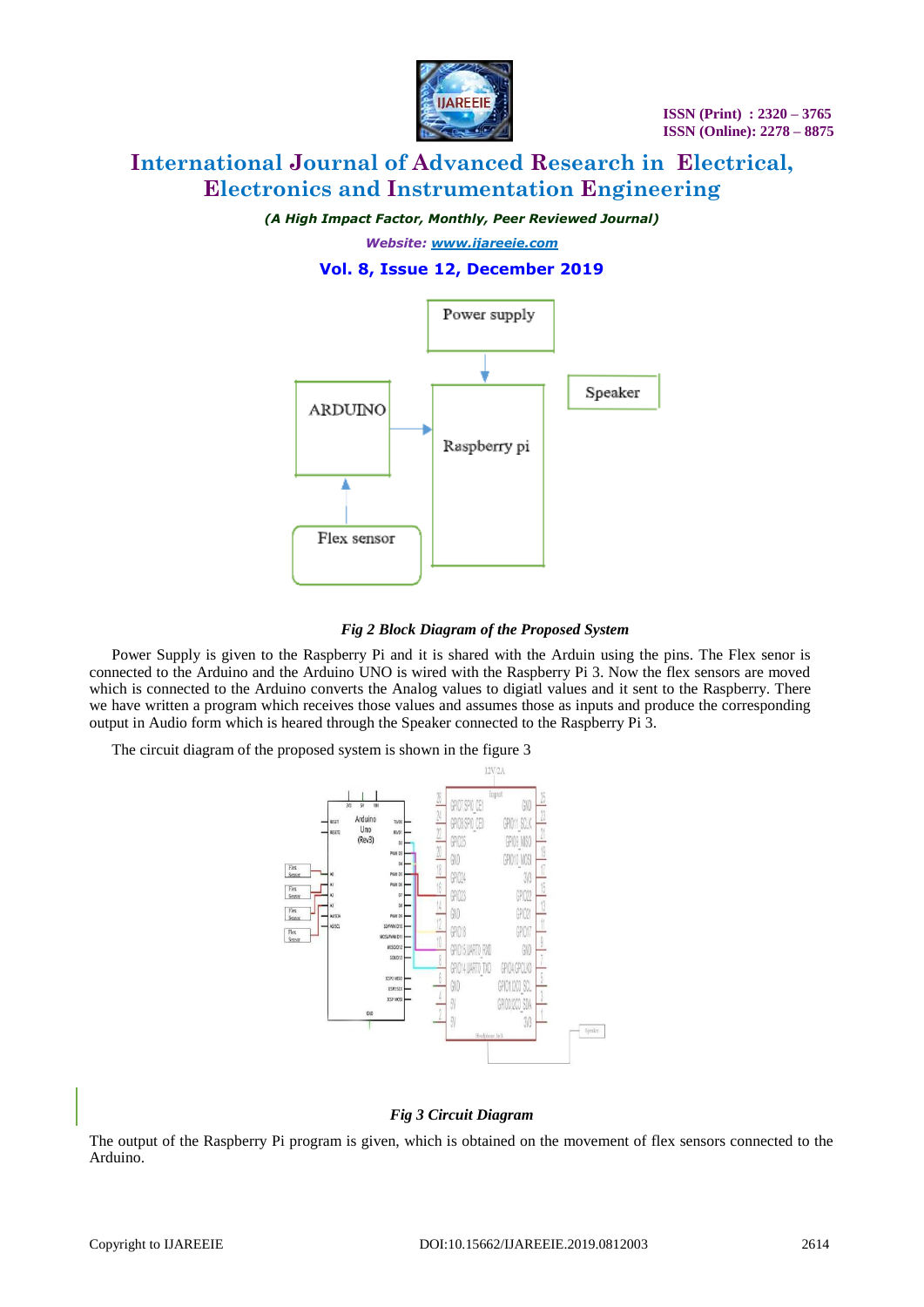*Fig 2 Block Diagram of the Proposed System*

Power Supply is given to the Raspberry Pi and it is shared with the Arduin using the pins. The Flex senor is connected to the Arduino and the Arduino UNO is wired with the Raspberry Pi 3. Now the flex sensors are moved which is connected to the Arduino converts the Analog values to digiatl values and it sent to the Raspberry. There we have written a program which receives those values and assumes those as inputs and produce the corresponding output in Audio form which is heared through the Speaker connected to the Raspberry Pi 3.

The circuit diagram of the proposed system is shown in the figure 3

*Fig 3 Circuit Diagram*

The output of the Raspberry Pi program is given, which is obtained on the movement of flex sensors connected to the Arduino.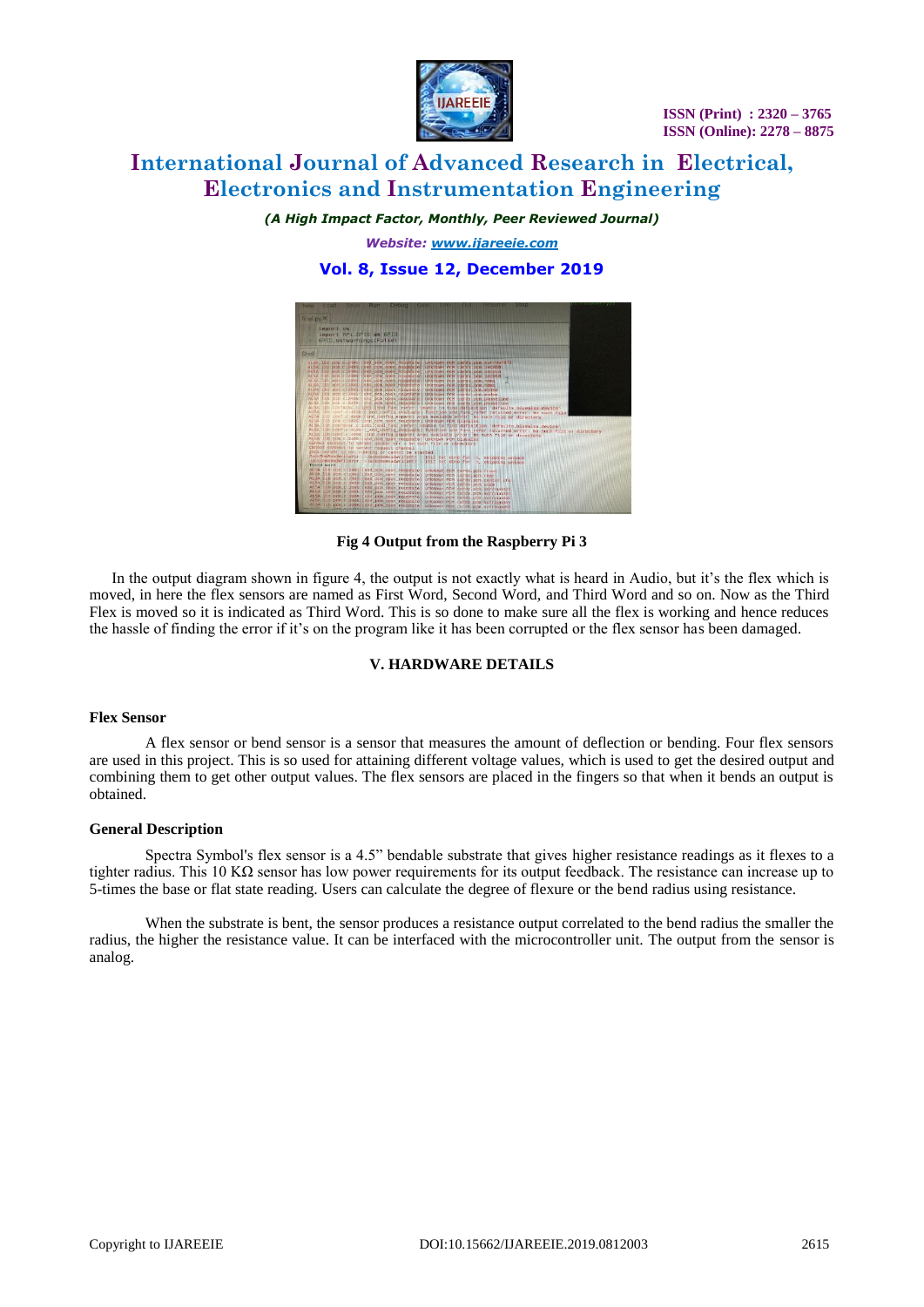Fig 4 Output from the Raspberry Pi 3

In the output diagram shown in figure 4, the output is not exactly what is heard in Audio, but it's the flex which is moved, in here the flex sensors are named as First Word, Second Word, and Third Word and so on. Now as the Third Flex is moved so it is indicated as Third Word. This is so done to make sure all the flex is working and hence reduces the hassle of finding the error if it's on the program like it has been corrupted or the flex sensor has been damaged.

## V. HARDWARE DETAILS

### Flex Sensor

A flex sensor or bend sensor is a sensor that measures the amount of deflection or bending. Four flex sensors are used in this project. This is so used for attaining different voltage values, which is used to get the desired output and combining them to get other output values. The flex sensors are placed in the fingers so that when it bends an output is obtained.

### General Description

Spectra Symbol's flex sensor is a 4.5" bendable substrate that gives higher resistance readings as it flexes to a tighter radius. This 10 KΩ sensor has low power requirements for its output feedback. The resistance can increase up to 5-times the base or flat state reading. Users can calculate the degree of flexure or the bend radius using resistance.

When the substrate is bent, the sensor produces a resistance output correlated to the bend radius the smaller the radius, the higher the resistance value. It can be interfaced with the microcontroller unit. The output from the sensor is analog.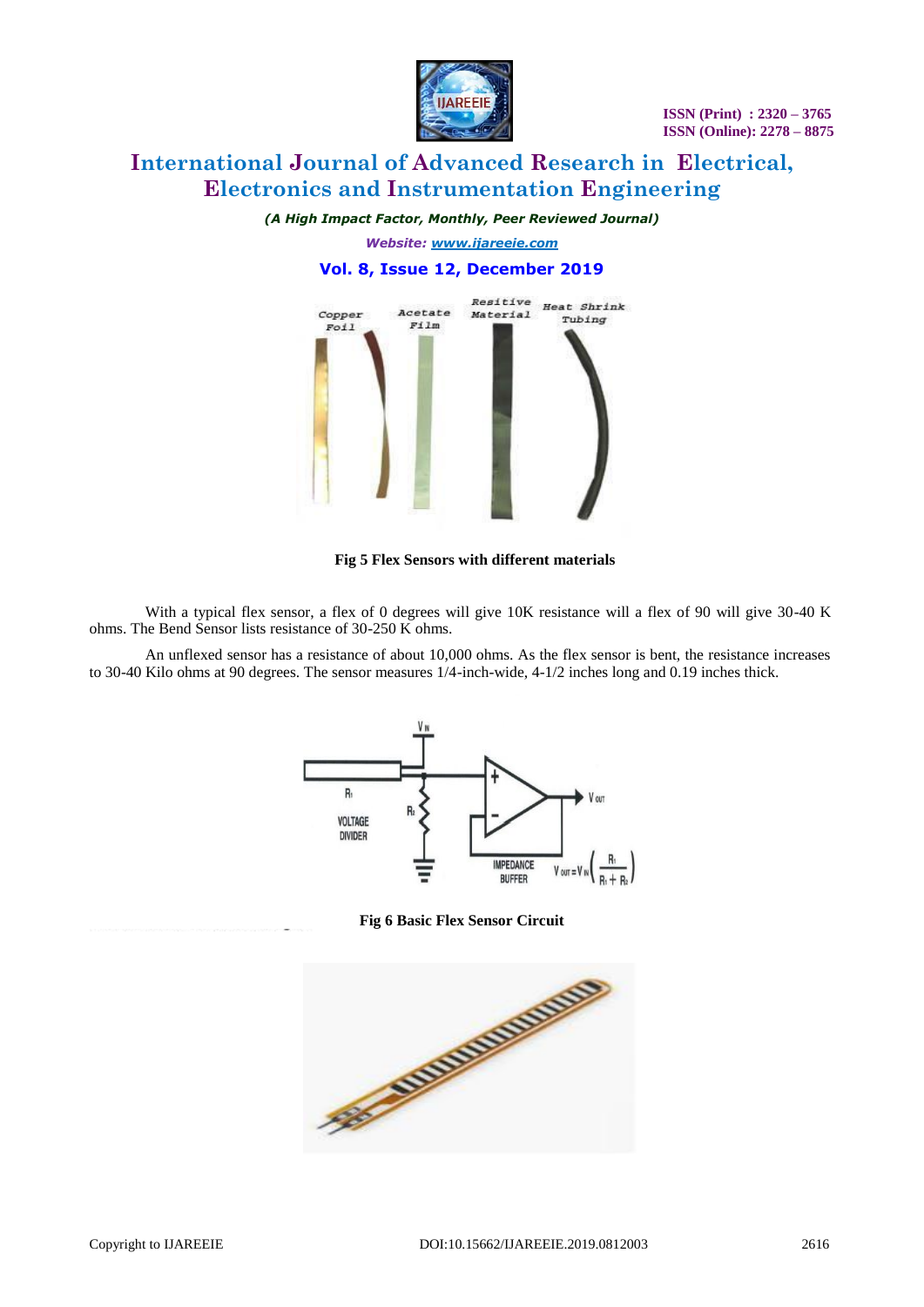Fig 5 Flex Sensors with different materials

With a typical flex sensor, a flex of 0 degrees will give 10K resistance will a flex of 90 will give 30-40 K ohms. The Bend Sensor lists resistance of 30-250 K ohms.

An unflexed sensor has a resistance of about 10,000 ohms. As the flex sensor is bent, the resistance increases to 30-40 Kilo ohms at 90 degrees. The sensor measures 1/4-inch-wide, 4-1/2 inches long and 0.19 inches thick.

Fig 6 Basic Flex Sensor Circuit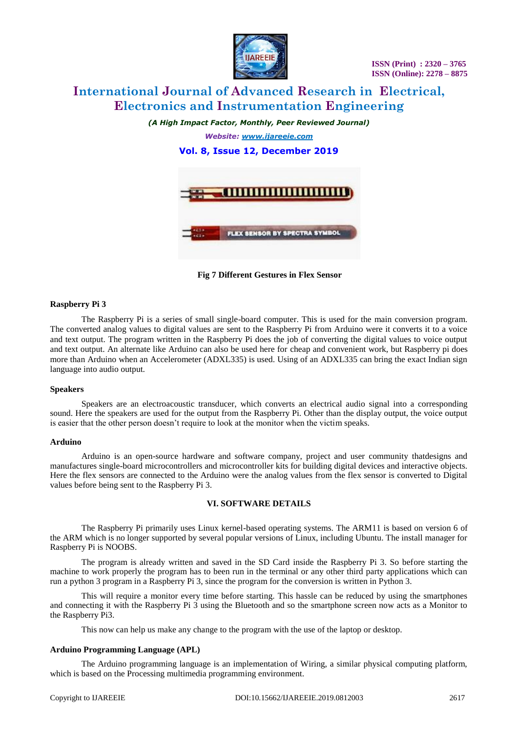**Fig 7 Different Gestures in Flex Sensor**

**Raspberry Pi 3**

The Raspberry Pi is a series of small single-board computer. This is used for the main conversion program. The converted analog values to digital values are sent to the Raspberry Pi from Arduino were it converts it to a voice and text output. The program written in the Raspberry Pi does the job of converting the digital values to voice output and text output. An alternate like Arduino can also be used here for cheap and convenient work, but Raspberry pi does more than Arduino when an Accelerometer (ADXL335) is used. Using of an ADXL335 can bring the exact Indian sign language into audio output.

**Speakers**

Speakers are an electroacoustic transducer, which converts an electrical audio signal into a corresponding sound. Here the speakers are used for the output from the Raspberry Pi. Other than the display output, the voice output is easier that the other person doesn't require to look at the monitor when the victim speaks.

**Arduino**

Arduino is an open-source hardware and software company, project and user community thatdesigns and manufactures single-board microcontrollers and microcontroller kits for building digital devices and interactive objects. Here the flex sensors are connected to the Arduino were the analog values from the flex sensor is converted to Digital values before being sent to the Raspberry Pi 3.

## VI. SOFTWARE DETAILS

The Raspberry Pi primarily uses Linux kernel-based operating systems. The ARM11 is based on version 6 of the ARM which is no longer supported by several popular versions of Linux, including Ubuntu. The install manager for Raspberry Pi is NOOBS.

The program is already written and saved in the SD Card inside the Raspberry Pi 3. So before starting the machine to work properly the program has to been run in the terminal or any other third party applications which can run a python 3 program in a Raspberry Pi 3, since the program for the conversion is written in Python 3.

This will require a monitor every time before starting. This hassle can be reduced by using the smartphones and connecting it with the Raspberry Pi 3 using the Bluetooth and so the smartphone screen now acts as a Monitor to the Raspberry Pi3.

This now can help us make any change to the program with the use of the laptop or desktop.

**Arduino Programming Language (APL)**

The Arduino programming language is an implementation of Wiring, a similar physical computing platform, which is based on the Processing multimedia programming environment.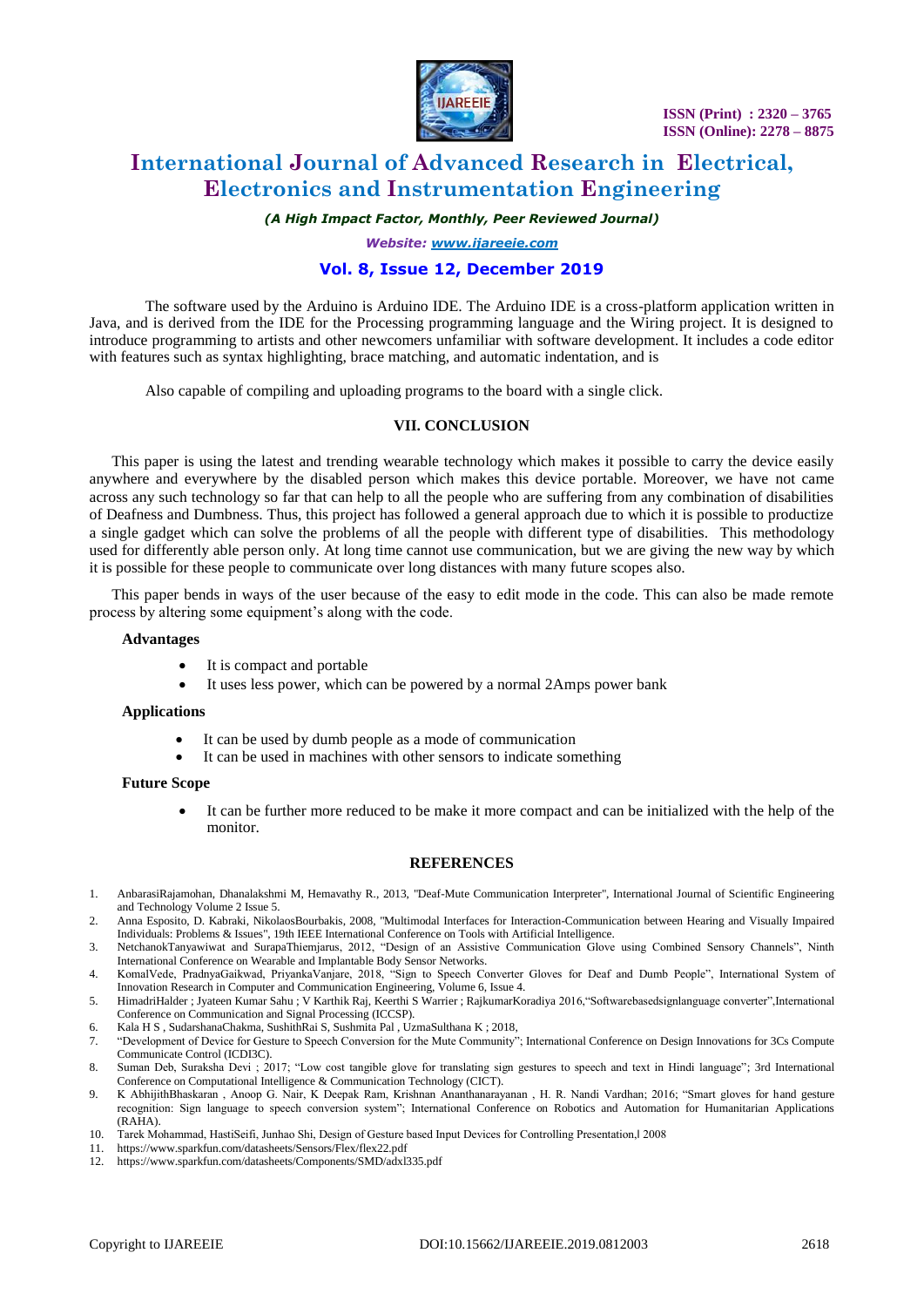The software used by the Arduino is Arduino IDE. The Arduino IDE is a cross-platform application written in Java, and is derived from the IDE for the Processing programming language and the Wiring project. It is designed to introduce programming to artists and other newcomers unfamiliar with software development. It includes a code editor with features such as syntax highlighting, brace matching, and automatic indentation, and is

Also capable of compiling and uploading programs to the board with a single click.

## VII. CONCLUSION

This paper is using the latest and trending wearable technology which makes it possible to carry the device easily anywhere and everywhere by the disabled person which makes this device portable. Moreover, we have not came across any such technology so far that can help to all the people who are suffering from any combination of disabilities of Deafness and Dumbness. Thus, this project has followed a general approach due to which it is possible to productize a single gadget which can solve the problems of all the people with different type of disabilities. This methodology used for differently able person only. At long time cannot use communication, but we are giving the new way by which it is possible for these people to communicate over long distances with many future scopes also.

This paper bends in ways of the user because of the easy to edit mode in the code. This can also be made remote process by altering some equipment's along with the code.

**Advantages**

- It is compact and portable
- It uses less power, which can be powered by a normal 2Amps power bank

**Applications**

- It can be used by dumb people as a mode of communication
- It can be used in machines with other sensors to indicate something

**Future Scope**

- It can be further more reduced to be make it more compact and can be initialized with the help of the monitor.

## REFERENCES

1. AnbarasiRajamohan, Dhanalakshmi M, Hemavathy R., 2013, "Deaf-Mute Communication Interpreter", International Journal of Scientific Engineering and Technology Volume 2 Issue 5.
2. Anna Esposito, D. Kabraki, NikolaosBourbakis, 2008, "Multimodal Interfaces for Interaction-Communication between Hearing and Visually Impaired Individuals: Problems & Issues", 19th IEEE International Conference on Tools with Artificial Intelligence.
3. NetchanokTanyawiwat and SurapaThiemjarus, 2012, "Design of an Assistive Communication Glove using Combined Sensory Channels", Ninth International Conference on Wearable and Implantable Body Sensor Networks.
4. KomalVede, PradnyaGaikwad, PriyankaVanjare, 2018, "Sign to Speech Converter Gloves for Deaf and Dumb People", International System of Innovation Research in Computer and Communication Engineering, Volume 6, Issue 4.
5. HimadriHalder ; Jyateen Kumar Sahu ; V Karthik Raj, Keerthi S Warrier ; RajkumarKoradiya 2016,"Softwarebasedsignlanguage converter",International Conference on Communication and Signal Processing (ICCSP).
6. Kala H S , SudarshanaChakma, SushithRai S, Sushmita Pal , UzmaSulthana K ; 2018,
7. "Development of Device for Gesture to Speech Conversion for the Mute Community"; International Conference on Design Innovations for 3Cs Compute Communicate Control (ICDI3C).
8. Suman Deb, Suraksha Devi ; 2017; "Low cost tangible glove for translating sign gestures to speech and text in Hindi language"; 3rd International Conference on Computational Intelligence & Communication Technology (CICT).
9. K AbhijithBhaskaran , Anoop G. Nair, K Deepak Ram, Krishnan Ananthanarayanan , H. R. Nandi Vardhan; 2016; "Smart gloves for hand gesture recognition: Sign language to speech conversion system"; International Conference on Robotics and Automation for Humanitarian Applications (RAHA).
10. Tarek Mohammad, HastiSeifi, Junhao Shi, Design of Gesture based Input Devices for Controlling Presentation,‖ 2008
11. https://www.sparkfun.com/datasheets/Sensors/Flex/flex22.pdf
12. https://www.sparkfun.com/datasheets/Components/SMD/adxl335.pdf